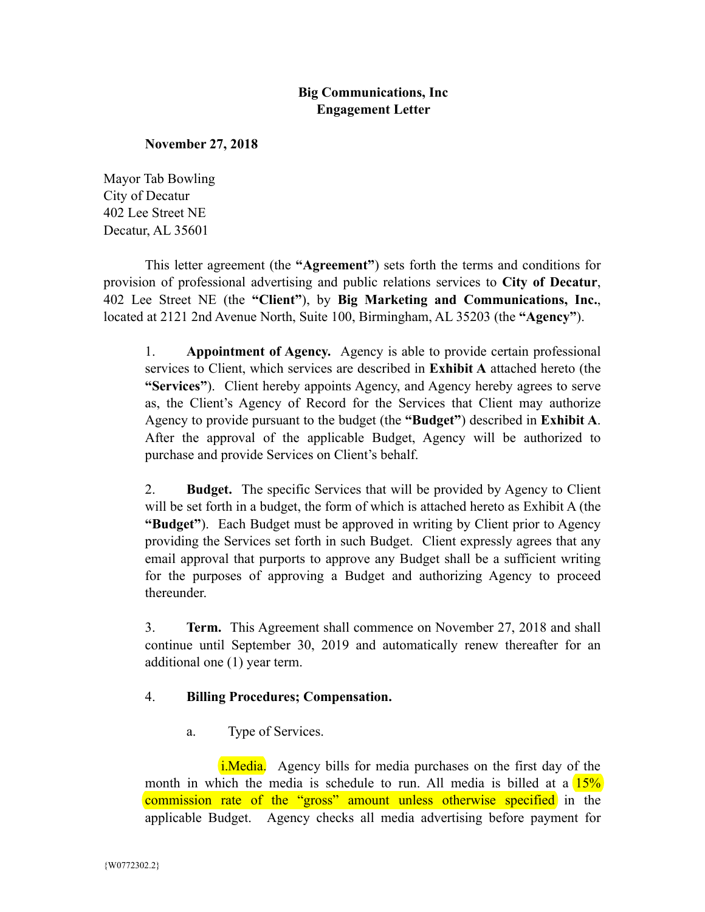**Big Communications, Inc**
**Engagement Letter**

**November 27, 2018**

Mayor Tab Bowling
City of Decatur
402 Lee Street NE
Decatur, AL 35601

This letter agreement (the **"Agreement"**) sets forth the terms and conditions for provision of professional advertising and public relations services to **City of Decatur**, 402 Lee Street NE (the **"Client"**), by **Big Marketing and Communications, Inc.**, located at 2121 2nd Avenue North, Suite 100, Birmingham, AL 35203 (the **"Agency"**).

1. **Appointment of Agency.** Agency is able to provide certain professional services to Client, which services are described in **Exhibit A** attached hereto (the **"Services"**). Client hereby appoints Agency, and Agency hereby agrees to serve as, the Client's Agency of Record for the Services that Client may authorize Agency to provide pursuant to the budget (the **"Budget"**) described in **Exhibit A**. After the approval of the applicable Budget, Agency will be authorized to purchase and provide Services on Client's behalf.

2. **Budget.** The specific Services that will be provided by Agency to Client will be set forth in a budget, the form of which is attached hereto as Exhibit A (the **"Budget"**). Each Budget must be approved in writing by Client prior to Agency providing the Services set forth in such Budget. Client expressly agrees that any email approval that purports to approve any Budget shall be a sufficient writing for the purposes of approving a Budget and authorizing Agency to proceed thereunder.

3. **Term.** This Agreement shall commence on November 27, 2018 and shall continue until September 30, 2019 and automatically renew thereafter for an additional one (1) year term.

4. **Billing Procedures; Compensation.**

   a. Type of Services.

      i.Media. Agency bills for media purchases on the first day of the month in which the media is schedule to run. All media is billed at a 15% commission rate of the "gross" amount unless otherwise specified in the applicable Budget. Agency checks all media advertising before payment for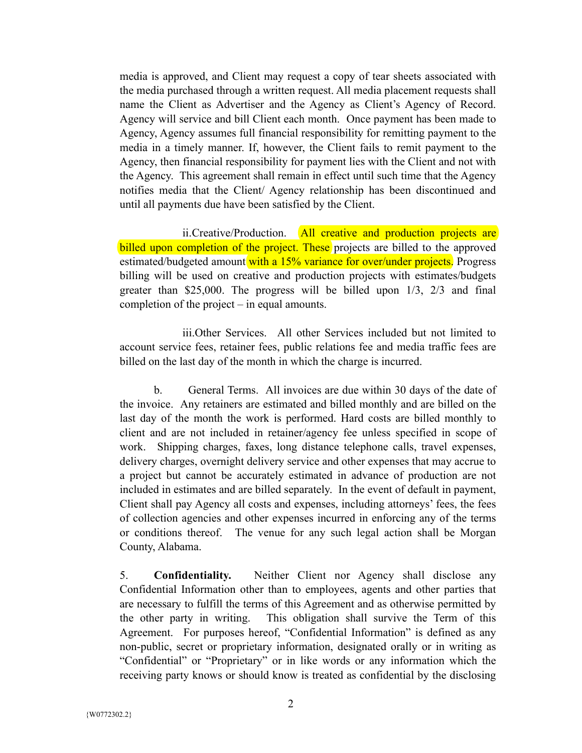media is approved, and Client may request a copy of tear sheets associated with the media purchased through a written request. All media placement requests shall name the Client as Advertiser and the Agency as Client's Agency of Record. Agency will service and bill Client each month. Once payment has been made to Agency, Agency assumes full financial responsibility for remitting payment to the media in a timely manner. If, however, the Client fails to remit payment to the Agency, then financial responsibility for payment lies with the Client and not with the Agency. This agreement shall remain in effect until such time that the Agency notifies media that the Client/ Agency relationship has been discontinued and until all payments due have been satisfied by the Client.

ii. Creative/Production. All creative and production projects are billed upon completion of the project. These projects are billed to the approved estimated/budgeted amount with a 15% variance for over/under projects. Progress billing will be used on creative and production projects with estimates/budgets greater than $25,000. The progress will be billed upon 1/3, 2/3 and final completion of the project – in equal amounts.

iii. Other Services. All other Services included but not limited to account service fees, retainer fees, public relations fee and media traffic fees are billed on the last day of the month in which the charge is incurred.

b. General Terms. All invoices are due within 30 days of the date of the invoice. Any retainers are estimated and billed monthly and are billed on the last day of the month the work is performed. Hard costs are billed monthly to client and are not included in retainer/agency fee unless specified in scope of work. Shipping charges, faxes, long distance telephone calls, travel expenses, delivery charges, overnight delivery service and other expenses that may accrue to a project but cannot be accurately estimated in advance of production are not included in estimates and are billed separately. In the event of default in payment, Client shall pay Agency all costs and expenses, including attorneys' fees, the fees of collection agencies and other expenses incurred in enforcing any of the terms or conditions thereof. The venue for any such legal action shall be Morgan County, Alabama.

5. **Confidentiality.** Neither Client nor Agency shall disclose any Confidential Information other than to employees, agents and other parties that are necessary to fulfill the terms of this Agreement and as otherwise permitted by the other party in writing. This obligation shall survive the Term of this Agreement. For purposes hereof, "Confidential Information" is defined as any non-public, secret or proprietary information, designated orally or in writing as "Confidential" or "Proprietary" or in like words or any information which the receiving party knows or should know is treated as confidential by the disclosing

{W0772302.2}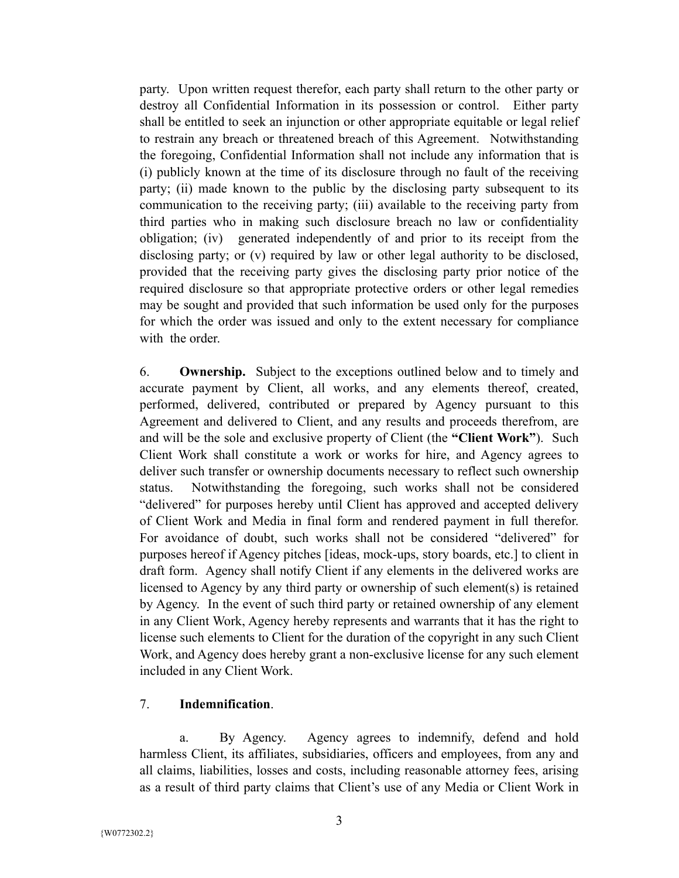party. Upon written request therefor, each party shall return to the other party or destroy all Confidential Information in its possession or control. Either party shall be entitled to seek an injunction or other appropriate equitable or legal relief to restrain any breach or threatened breach of this Agreement. Notwithstanding the foregoing, Confidential Information shall not include any information that is (i) publicly known at the time of its disclosure through no fault of the receiving party; (ii) made known to the public by the disclosing party subsequent to its communication to the receiving party; (iii) available to the receiving party from third parties who in making such disclosure breach no law or confidentiality obligation; (iv) generated independently of and prior to its receipt from the disclosing party; or (v) required by law or other legal authority to be disclosed, provided that the receiving party gives the disclosing party prior notice of the required disclosure so that appropriate protective orders or other legal remedies may be sought and provided that such information be used only for the purposes for which the order was issued and only to the extent necessary for compliance with the order.

6. **Ownership.** Subject to the exceptions outlined below and to timely and accurate payment by Client, all works, and any elements thereof, created, performed, delivered, contributed or prepared by Agency pursuant to this Agreement and delivered to Client, and any results and proceeds therefrom, are and will be the sole and exclusive property of Client (the **"Client Work"**). Such Client Work shall constitute a work or works for hire, and Agency agrees to deliver such transfer or ownership documents necessary to reflect such ownership status. Notwithstanding the foregoing, such works shall not be considered "delivered" for purposes hereby until Client has approved and accepted delivery of Client Work and Media in final form and rendered payment in full therefor. For avoidance of doubt, such works shall not be considered "delivered" for purposes hereof if Agency pitches [ideas, mock-ups, story boards, etc.] to client in draft form. Agency shall notify Client if any elements in the delivered works are licensed to Agency by any third party or ownership of such element(s) is retained by Agency. In the event of such third party or retained ownership of any element in any Client Work, Agency hereby represents and warrants that it has the right to license such elements to Client for the duration of the copyright in any such Client Work, and Agency does hereby grant a non-exclusive license for any such element included in any Client Work.

7. **Indemnification**.

a. By Agency. Agency agrees to indemnify, defend and hold harmless Client, its affiliates, subsidiaries, officers and employees, from any and all claims, liabilities, losses and costs, including reasonable attorney fees, arising as a result of third party claims that Client's use of any Media or Client Work in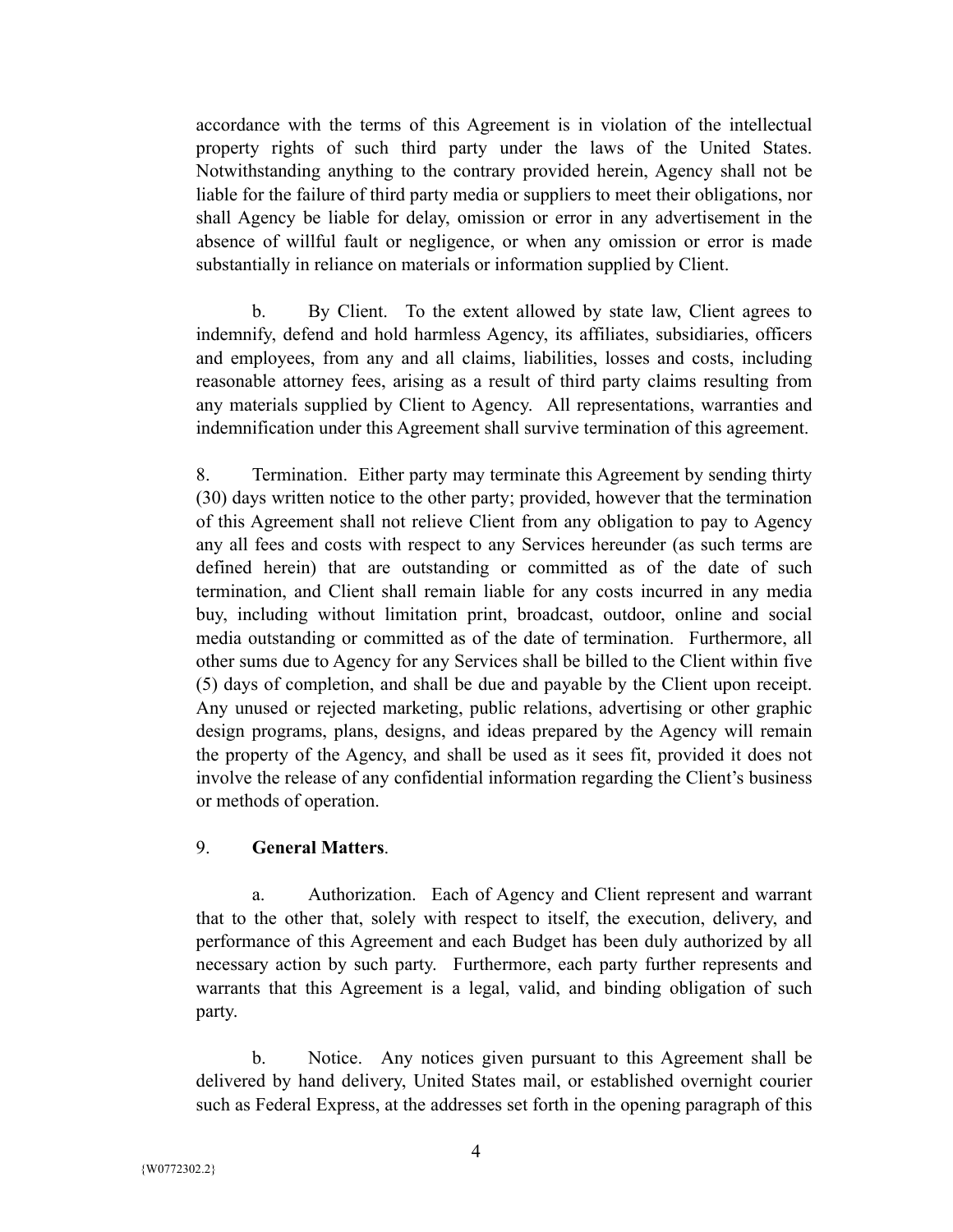accordance with the terms of this Agreement is in violation of the intellectual property rights of such third party under the laws of the United States. Notwithstanding anything to the contrary provided herein, Agency shall not be liable for the failure of third party media or suppliers to meet their obligations, nor shall Agency be liable for delay, omission or error in any advertisement in the absence of willful fault or negligence, or when any omission or error is made substantially in reliance on materials or information supplied by Client.

b. By Client. To the extent allowed by state law, Client agrees to indemnify, defend and hold harmless Agency, its affiliates, subsidiaries, officers and employees, from any and all claims, liabilities, losses and costs, including reasonable attorney fees, arising as a result of third party claims resulting from any materials supplied by Client to Agency. All representations, warranties and indemnification under this Agreement shall survive termination of this agreement.

8. Termination. Either party may terminate this Agreement by sending thirty (30) days written notice to the other party; provided, however that the termination of this Agreement shall not relieve Client from any obligation to pay to Agency any all fees and costs with respect to any Services hereunder (as such terms are defined herein) that are outstanding or committed as of the date of such termination, and Client shall remain liable for any costs incurred in any media buy, including without limitation print, broadcast, outdoor, online and social media outstanding or committed as of the date of termination. Furthermore, all other sums due to Agency for any Services shall be billed to the Client within five (5) days of completion, and shall be due and payable by the Client upon receipt. Any unused or rejected marketing, public relations, advertising or other graphic design programs, plans, designs, and ideas prepared by the Agency will remain the property of the Agency, and shall be used as it sees fit, provided it does not involve the release of any confidential information regarding the Client's business or methods of operation.

9. **General Matters**.

a. Authorization. Each of Agency and Client represent and warrant that to the other that, solely with respect to itself, the execution, delivery, and performance of this Agreement and each Budget has been duly authorized by all necessary action by such party. Furthermore, each party further represents and warrants that this Agreement is a legal, valid, and binding obligation of such party.

b. Notice. Any notices given pursuant to this Agreement shall be delivered by hand delivery, United States mail, or established overnight courier such as Federal Express, at the addresses set forth in the opening paragraph of this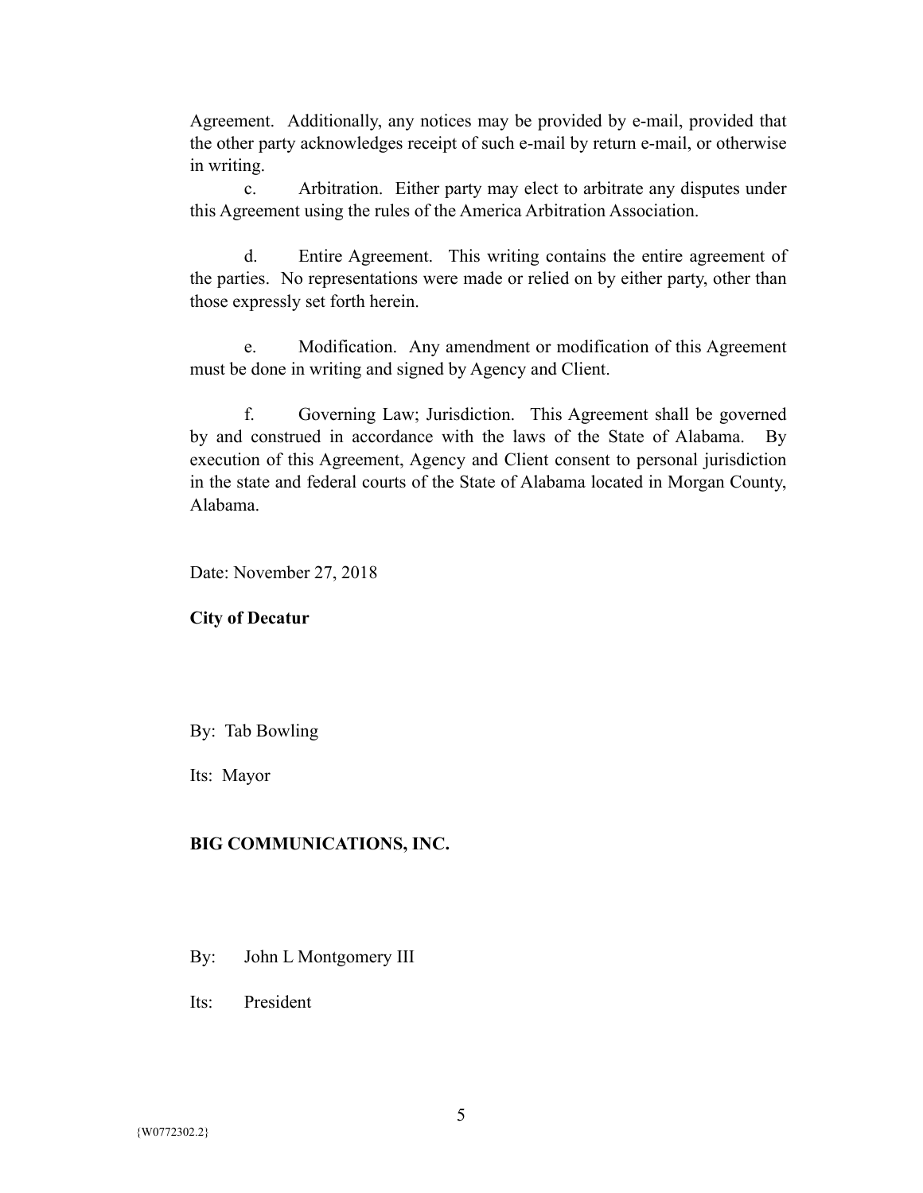Agreement. Additionally, any notices may be provided by e-mail, provided that the other party acknowledges receipt of such e-mail by return e-mail, or otherwise in writing.

c. Arbitration. Either party may elect to arbitrate any disputes under this Agreement using the rules of the America Arbitration Association.

d. Entire Agreement. This writing contains the entire agreement of the parties. No representations were made or relied on by either party, other than those expressly set forth herein.

e. Modification. Any amendment or modification of this Agreement must be done in writing and signed by Agency and Client.

f. Governing Law; Jurisdiction. This Agreement shall be governed by and construed in accordance with the laws of the State of Alabama. By execution of this Agreement, Agency and Client consent to personal jurisdiction in the state and federal courts of the State of Alabama located in Morgan County, Alabama.

Date: November 27, 2018

**City of Decatur**

By: Tab Bowling

Its: Mayor

**BIG COMMUNICATIONS, INC.**

By: John L Montgomery III

Its: President

{W0772302.2}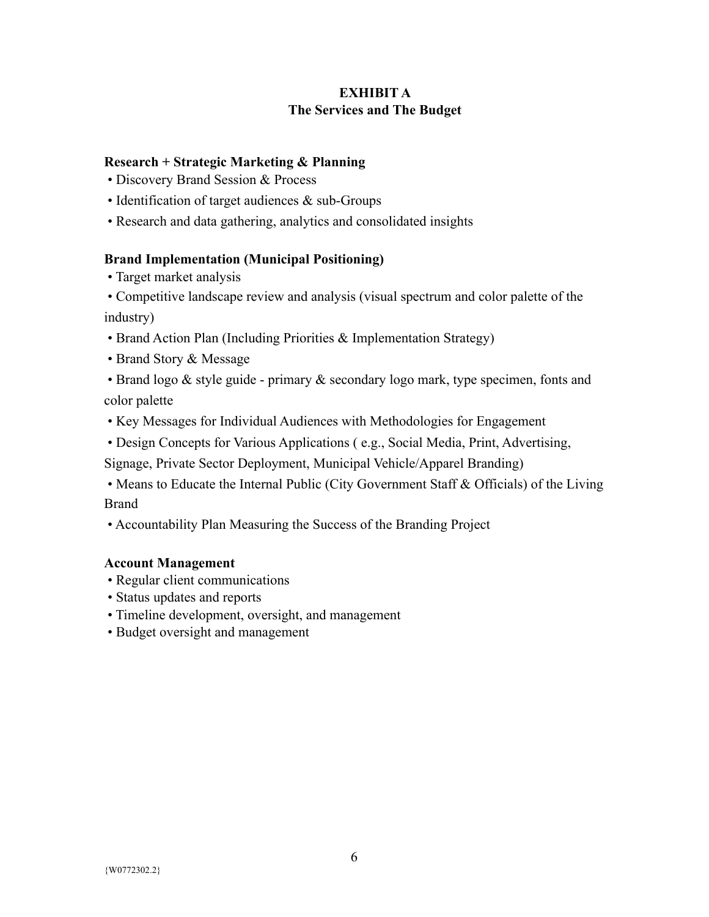**EXHIBIT A**
**The Services and The Budget**

**Research + Strategic Marketing & Planning**

- Discovery Brand Session & Process
- Identification of target audiences & sub-Groups
- Research and data gathering, analytics and consolidated insights

**Brand Implementation (Municipal Positioning)**

- Target market analysis
- Competitive landscape review and analysis (visual spectrum and color palette of the industry)
- Brand Action Plan (Including Priorities & Implementation Strategy)
- Brand Story & Message
- Brand logo & style guide - primary & secondary logo mark, type specimen, fonts and color palette
- Key Messages for Individual Audiences with Methodologies for Engagement
- Design Concepts for Various Applications ( e.g., Social Media, Print, Advertising, Signage, Private Sector Deployment, Municipal Vehicle/Apparel Branding)
- Means to Educate the Internal Public (City Government Staff & Officials) of the Living Brand
- Accountability Plan Measuring the Success of the Branding Project

**Account Management**

- Regular client communications
- Status updates and reports
- Timeline development, oversight, and management
- Budget oversight and management

{W0772302.2}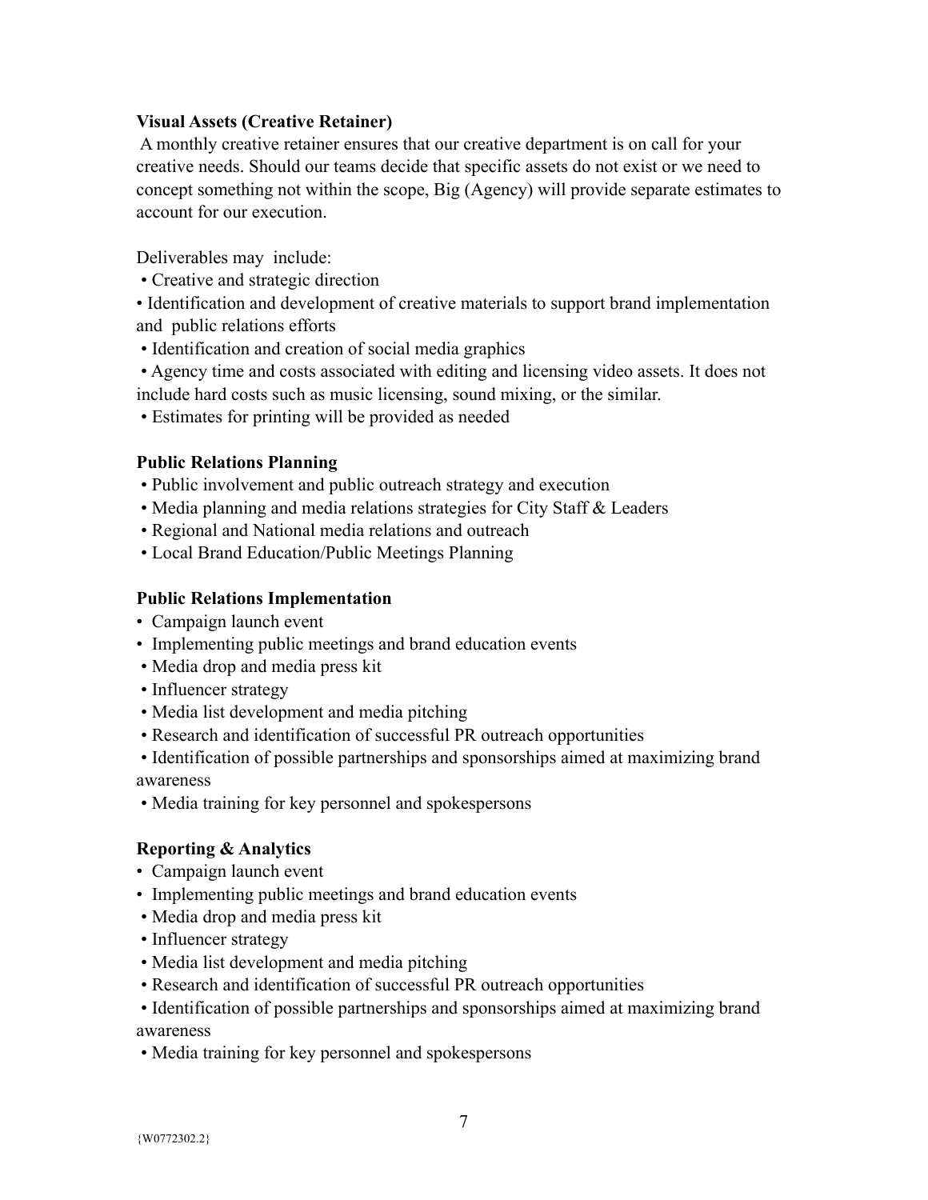**Visual Assets (Creative Retainer)**

A monthly creative retainer ensures that our creative department is on call for your creative needs. Should our teams decide that specific assets do not exist or we need to concept something not within the scope, Big (Agency) will provide separate estimates to account for our execution.

Deliverables may include:

- Creative and strategic direction
- Identification and development of creative materials to support brand implementation and public relations efforts
- Identification and creation of social media graphics
- Agency time and costs associated with editing and licensing video assets. It does not include hard costs such as music licensing, sound mixing, or the similar.
- Estimates for printing will be provided as needed

**Public Relations Planning**

- Public involvement and public outreach strategy and execution
- Media planning and media relations strategies for City Staff & Leaders
- Regional and National media relations and outreach
- Local Brand Education/Public Meetings Planning

**Public Relations Implementation**

- Campaign launch event
- Implementing public meetings and brand education events
- Media drop and media press kit
- Influencer strategy
- Media list development and media pitching
- Research and identification of successful PR outreach opportunities
- Identification of possible partnerships and sponsorships aimed at maximizing brand awareness
- Media training for key personnel and spokespersons

**Reporting & Analytics**

- Campaign launch event
- Implementing public meetings and brand education events
- Media drop and media press kit
- Influencer strategy
- Media list development and media pitching
- Research and identification of successful PR outreach opportunities
- Identification of possible partnerships and sponsorships aimed at maximizing brand awareness
- Media training for key personnel and spokespersons

{W0772302.2}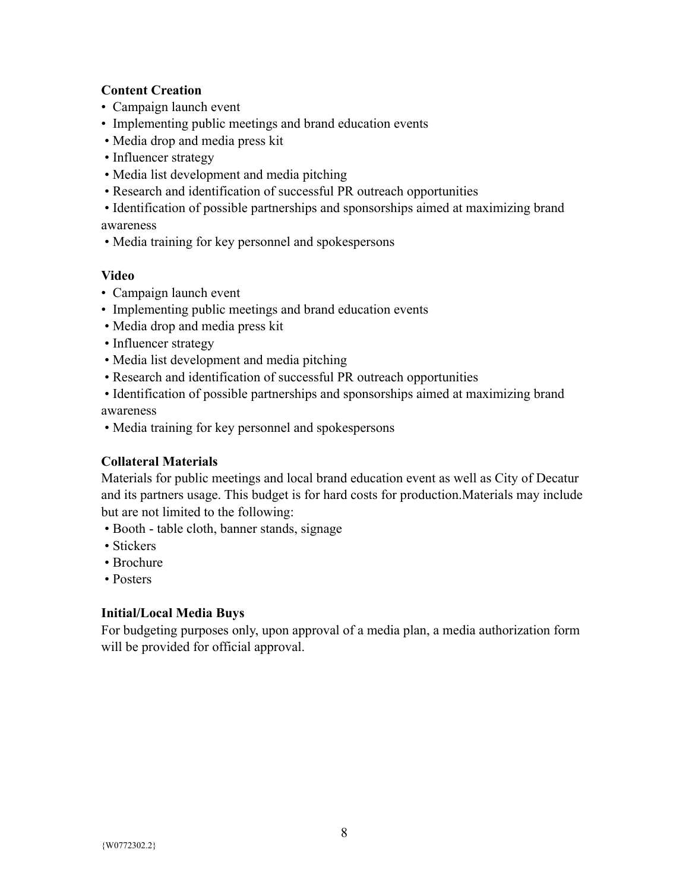**Content Creation**

- Campaign launch event
- Implementing public meetings and brand education events
- Media drop and media press kit
- Influencer strategy
- Media list development and media pitching
- Research and identification of successful PR outreach opportunities
- Identification of possible partnerships and sponsorships aimed at maximizing brand awareness
- Media training for key personnel and spokespersons

**Video**

- Campaign launch event
- Implementing public meetings and brand education events
- Media drop and media press kit
- Influencer strategy
- Media list development and media pitching
- Research and identification of successful PR outreach opportunities
- Identification of possible partnerships and sponsorships aimed at maximizing brand awareness
- Media training for key personnel and spokespersons

**Collateral Materials**

Materials for public meetings and local brand education event as well as City of Decatur and its partners usage. This budget is for hard costs for production.Materials may include but are not limited to the following:

- Booth - table cloth, banner stands, signage
- Stickers
- Brochure
- Posters

**Initial/Local Media Buys**

For budgeting purposes only, upon approval of a media plan, a media authorization form will be provided for official approval.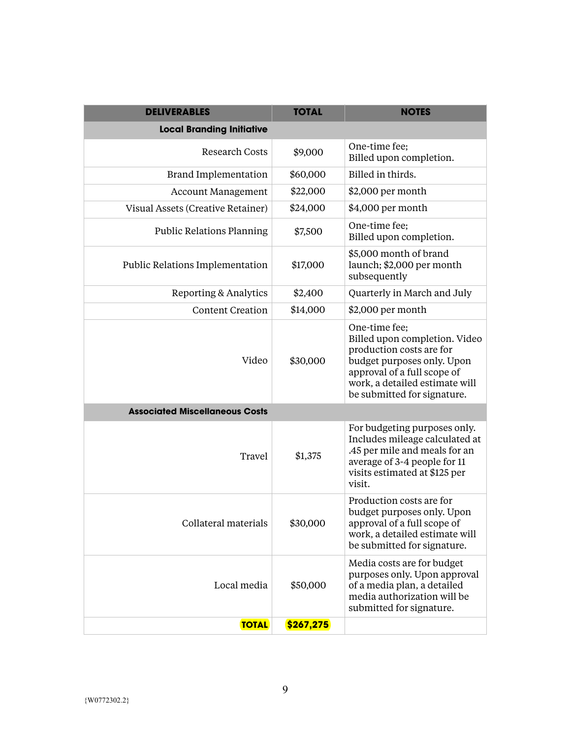| DELIVERABLES | TOTAL | NOTES |
|---|---|---|
| **Local Branding Initiative** | | |
| Research Costs | $9,000 | One-time fee;<br>Billed upon completion. |
| Brand Implementation | $60,000 | Billed in thirds. |
| Account Management | $22,000 | $2,000 per month |
| Visual Assets (Creative Retainer) | $24,000 | $4,000 per month |
| Public Relations Planning | $7,500 | One-time fee;<br>Billed upon completion. |
| Public Relations Implementation | $17,000 | $5,000 month of brand launch; $2,000 per month subsequently |
| Reporting & Analytics | $2,400 | Quarterly in March and July |
| Content Creation | $14,000 | $2,000 per month |
| Video | $30,000 | One-time fee;<br>Billed upon completion. Video production costs are for budget purposes only. Upon approval of a full scope of work, a detailed estimate will be submitted for signature. |
| **Associated Miscellaneous Costs** | | |
| Travel | $1,375 | For budgeting purposes only. Includes mileage calculated at .45 per mile and meals for an average of 3-4 people for 11 visits estimated at $125 per visit. |
| Collateral materials | $30,000 | Production costs are for budget purposes only. Upon approval of a full scope of work, a detailed estimate will be submitted for signature. |
| Local media | $50,000 | Media costs are for budget purposes only. Upon approval of a media plan, a detailed media authorization will be submitted for signature. |
| **TOTAL** | **$267,275** | |

{W0772302.2}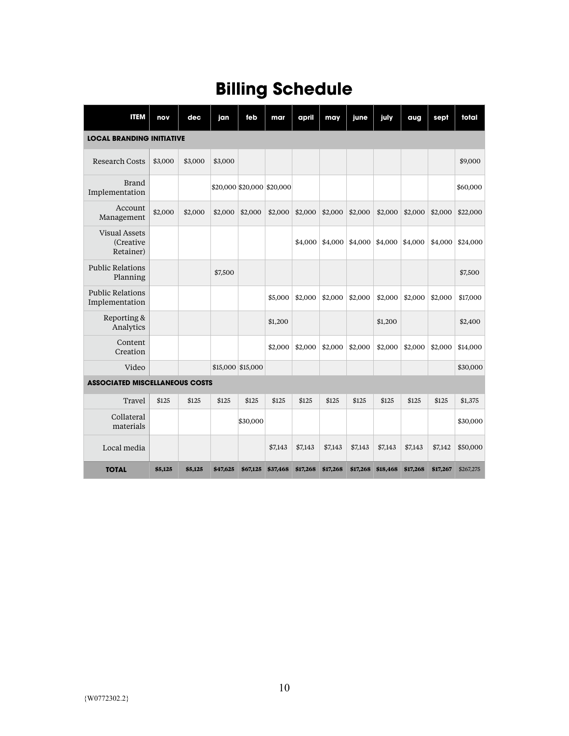# Billing Schedule

| ITEM | nov | dec | jan | feb | mar | april | may | june | july | aug | sept | total |
|---|---|---|---|---|---|---|---|---|---|---|---|---|
| **LOCAL BRANDING INITIATIVE** | | | | | | | | | | | | |
| Research Costs | $3,000 | $3,000 | $3,000 | | | | | | | | | $9,000 |
| Brand Implementation | | | $20,000 | $20,000 | $20,000 | | | | | | | $60,000 |
| Account Management | $2,000 | $2,000 | $2,000 | $2,000 | $2,000 | $2,000 | $2,000 | $2,000 | $2,000 | $2,000 | $2,000 | $22,000 |
| Visual Assets (Creative Retainer) | | | | | | $4,000 | $4,000 | $4,000 | $4,000 | $4,000 | $4,000 | $24,000 |
| Public Relations Planning | | | $7,500 | | | | | | | | | $7,500 |
| Public Relations Implementation | | | | | $5,000 | $2,000 | $2,000 | $2,000 | $2,000 | $2,000 | $2,000 | $17,000 |
| Reporting & Analytics | | | | | $1,200 | | | | $1,200 | | | $2,400 |
| Content Creation | | | | | $2,000 | $2,000 | $2,000 | $2,000 | $2,000 | $2,000 | $2,000 | $14,000 |
| Video | | | $15,000 | $15,000 | | | | | | | | $30,000 |
| **ASSOCIATED MISCELLANEOUS COSTS** | | | | | | | | | | | | |
| Travel | $125 | $125 | $125 | $125 | $125 | $125 | $125 | $125 | $125 | $125 | $125 | $1,375 |
| Collateral materials | | | | $30,000 | | | | | | | | $30,000 |
| Local media | | | | | $7,143 | $7,143 | $7,143 | $7,143 | $7,143 | $7,143 | $7,142 | $50,000 |
| **TOTAL** | **$5,125** | **$5,125** | **$47,625** | **$67,125** | **$37,468** | **$17,268** | **$17,268** | **$17,268** | **$18,468** | **$17,268** | **$17,267** | $267,275 |

{W0772302.2}